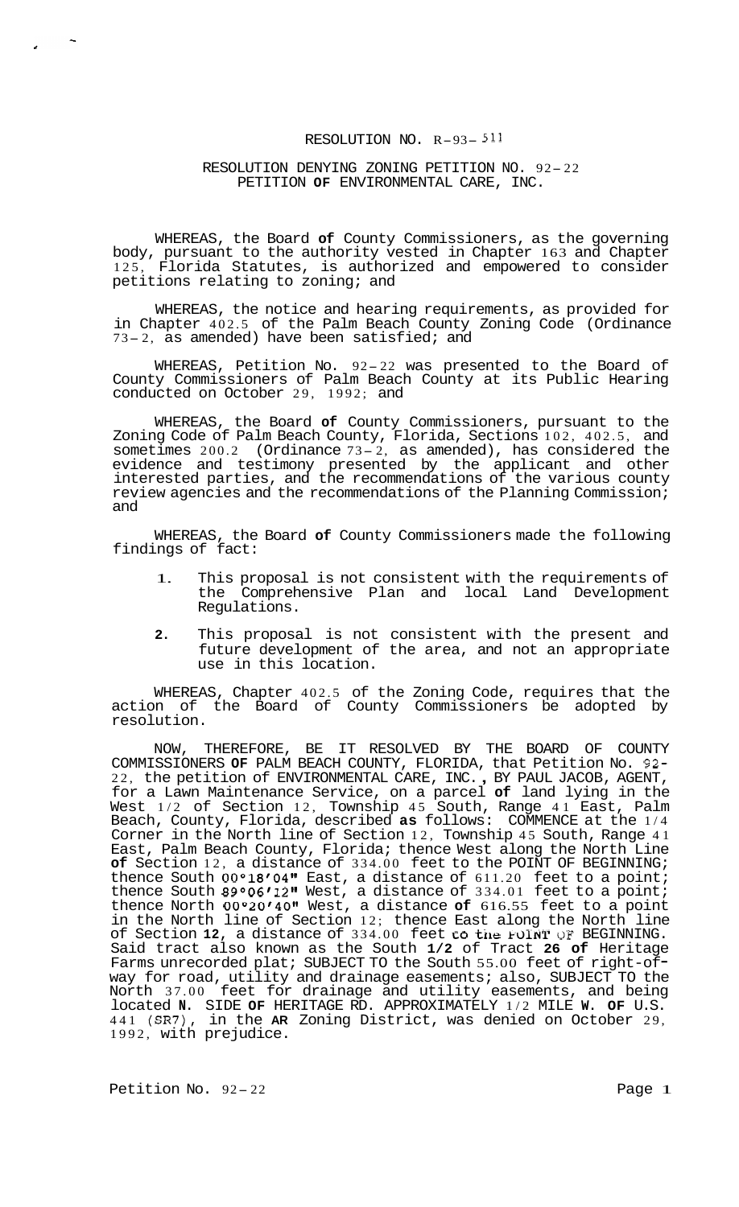RESOLUTION NO. R-93-511

RESOLUTION DENYING ZONING PETITION NO. 92-22
PETITION OF ENVIRONMENTAL CARE, INC.

WHEREAS, the Board of County Commissioners, as the governing body, pursuant to the authority vested in Chapter 163 and Chapter 125, Florida Statutes, is authorized and empowered to consider petitions relating to zoning; and

WHEREAS, the notice and hearing requirements, as provided for in Chapter 402.5 of the Palm Beach County Zoning Code (Ordinance 73-2, as amended) have been satisfied; and

WHEREAS, Petition No. 92-22 was presented to the Board of County Commissioners of Palm Beach County at its Public Hearing conducted on October 29, 1992; and

WHEREAS, the Board of County Commissioners, pursuant to the Zoning Code of Palm Beach County, Florida, Sections 102, 402.5, and sometimes 200.2 (Ordinance 73-2, as amended), has considered the evidence and testimony presented by the applicant and other interested parties, and the recommendations of the various county review agencies and the recommendations of the Planning Commission; and

WHEREAS, the Board of County Commissioners made the following findings of fact:

1. This proposal is not consistent with the requirements of the Comprehensive Plan and local Land Development Regulations.

2. This proposal is not consistent with the present and future development of the area, and not an appropriate use in this location.

WHEREAS, Chapter 402.5 of the Zoning Code, requires that the action of the Board of County Commissioners be adopted by resolution.

NOW, THEREFORE, BE IT RESOLVED BY THE BOARD OF COUNTY COMMISSIONERS OF PALM BEACH COUNTY, FLORIDA, that Petition No. 92-22, the petition of ENVIRONMENTAL CARE, INC., BY PAUL JACOB, AGENT, for a Lawn Maintenance Service, on a parcel of land lying in the West 1/2 of Section 12, Township 45 South, Range 41 East, Palm Beach, County, Florida, described as follows: COMMENCE at the 1/4 Corner in the North line of Section 12, Township 45 South, Range 41 East, Palm Beach County, Florida; thence West along the North Line of Section 12, a distance of 334.00 feet to the POINT OF BEGINNING; thence South 00°18'04" East, a distance of 611.20 feet to a point; thence South 89°06'12" West, a distance of 334.01 feet to a point; thence North 00°20'40" West, a distance of 616.55 feet to a point in the North line of Section 12; thence East along the North line of Section 12, a distance of 334.00 feet to the POINT OF BEGINNING. Said tract also known as the South 1/2 of Tract 26 of Heritage Farms unrecorded plat; SUBJECT TO the South 55.00 feet of right-of-way for road, utility and drainage easements; also, SUBJECT TO the North 37.00 feet for drainage and utility easements, and being located N. SIDE OF HERITAGE RD. APPROXIMATELY 1/2 MILE W. OF U.S. 441 (SR7), in the AR Zoning District, was denied on October 29, 1992, with prejudice.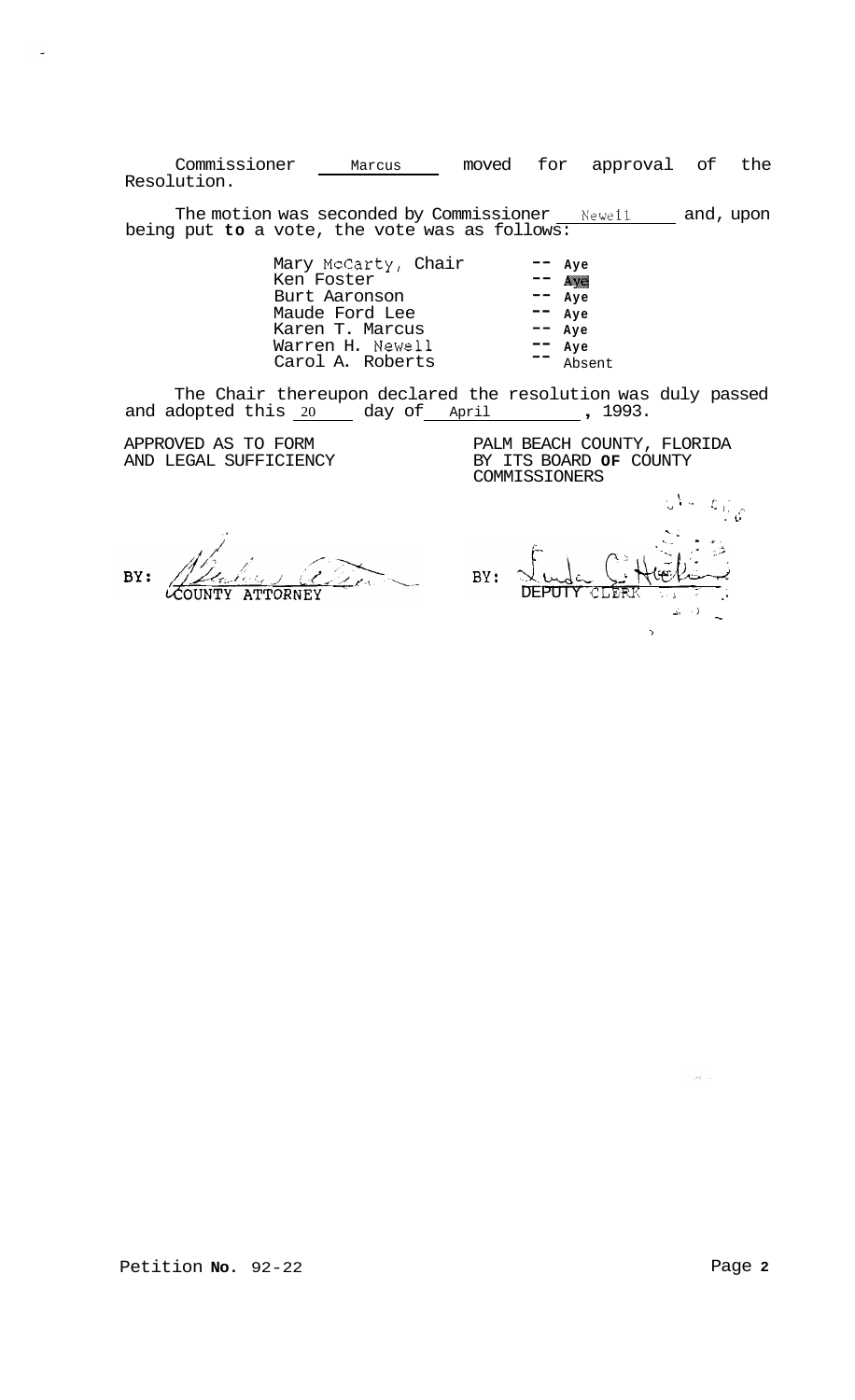Commissioner Marcus moved for approval of the Resolution.

The motion was seconded by Commissioner Newell and, upon being put **to** a vote, the vote was as follows:

| | |
|---|---|
| Mary McCarty, Chair | -- Aye |
| Ken Foster | -- Aye |
| Burt Aaronson | -- Aye |
| Maude Ford Lee | -- Aye |
| Karen T. Marcus | -- Aye |
| Warren H. Newell | -- Aye |
| Carol A. Roberts | -- Absent |

The Chair thereupon declared the resolution was duly passed and adopted this 20 day of April, 1993.

APPROVED AS TO FORM
AND LEGAL SUFFICIENCY

BY: COUNTY ATTORNEY

PALM BEACH COUNTY, FLORIDA
BY ITS BOARD **OF** COUNTY
COMMISSIONERS

BY: DEPUTY CLERK

Petition **No.** 92-22